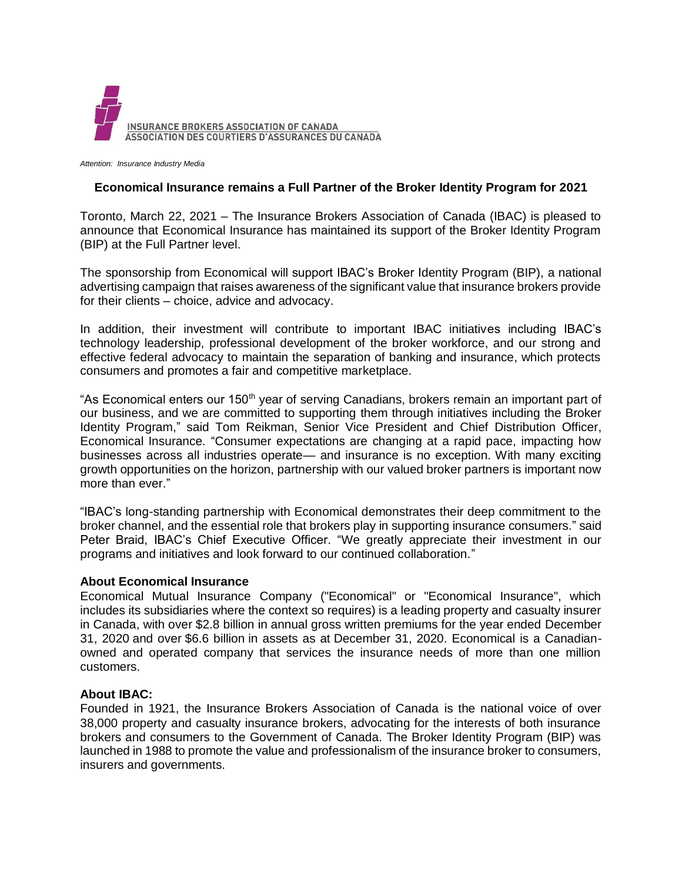INSURANCE BROKERS ASSOCIATION OF CANADA
ASSOCIATION DES COURTIERS D'ASSURANCES DU CANADA

*Attention: Insurance Industry Media*

## Economical Insurance remains a Full Partner of the Broker Identity Program for 2021

Toronto, March 22, 2021 – The Insurance Brokers Association of Canada (IBAC) is pleased to announce that Economical Insurance has maintained its support of the Broker Identity Program (BIP) at the Full Partner level.

The sponsorship from Economical will support IBAC's Broker Identity Program (BIP), a national advertising campaign that raises awareness of the significant value that insurance brokers provide for their clients – choice, advice and advocacy.

In addition, their investment will contribute to important IBAC initiatives including IBAC's technology leadership, professional development of the broker workforce, and our strong and effective federal advocacy to maintain the separation of banking and insurance, which protects consumers and promotes a fair and competitive marketplace.

"As Economical enters our 150th year of serving Canadians, brokers remain an important part of our business, and we are committed to supporting them through initiatives including the Broker Identity Program," said Tom Reikman, Senior Vice President and Chief Distribution Officer, Economical Insurance. "Consumer expectations are changing at a rapid pace, impacting how businesses across all industries operate— and insurance is no exception. With many exciting growth opportunities on the horizon, partnership with our valued broker partners is important now more than ever."

"IBAC's long-standing partnership with Economical demonstrates their deep commitment to the broker channel, and the essential role that brokers play in supporting insurance consumers." said Peter Braid, IBAC's Chief Executive Officer. "We greatly appreciate their investment in our programs and initiatives and look forward to our continued collaboration."

**About Economical Insurance**

Economical Mutual Insurance Company ("Economical" or "Economical Insurance", which includes its subsidiaries where the context so requires) is a leading property and casualty insurer in Canada, with over $2.8 billion in annual gross written premiums for the year ended December 31, 2020 and over $6.6 billion in assets as at December 31, 2020. Economical is a Canadian-owned and operated company that services the insurance needs of more than one million customers.

**About IBAC:**

Founded in 1921, the Insurance Brokers Association of Canada is the national voice of over 38,000 property and casualty insurance brokers, advocating for the interests of both insurance brokers and consumers to the Government of Canada. The Broker Identity Program (BIP) was launched in 1988 to promote the value and professionalism of the insurance broker to consumers, insurers and governments.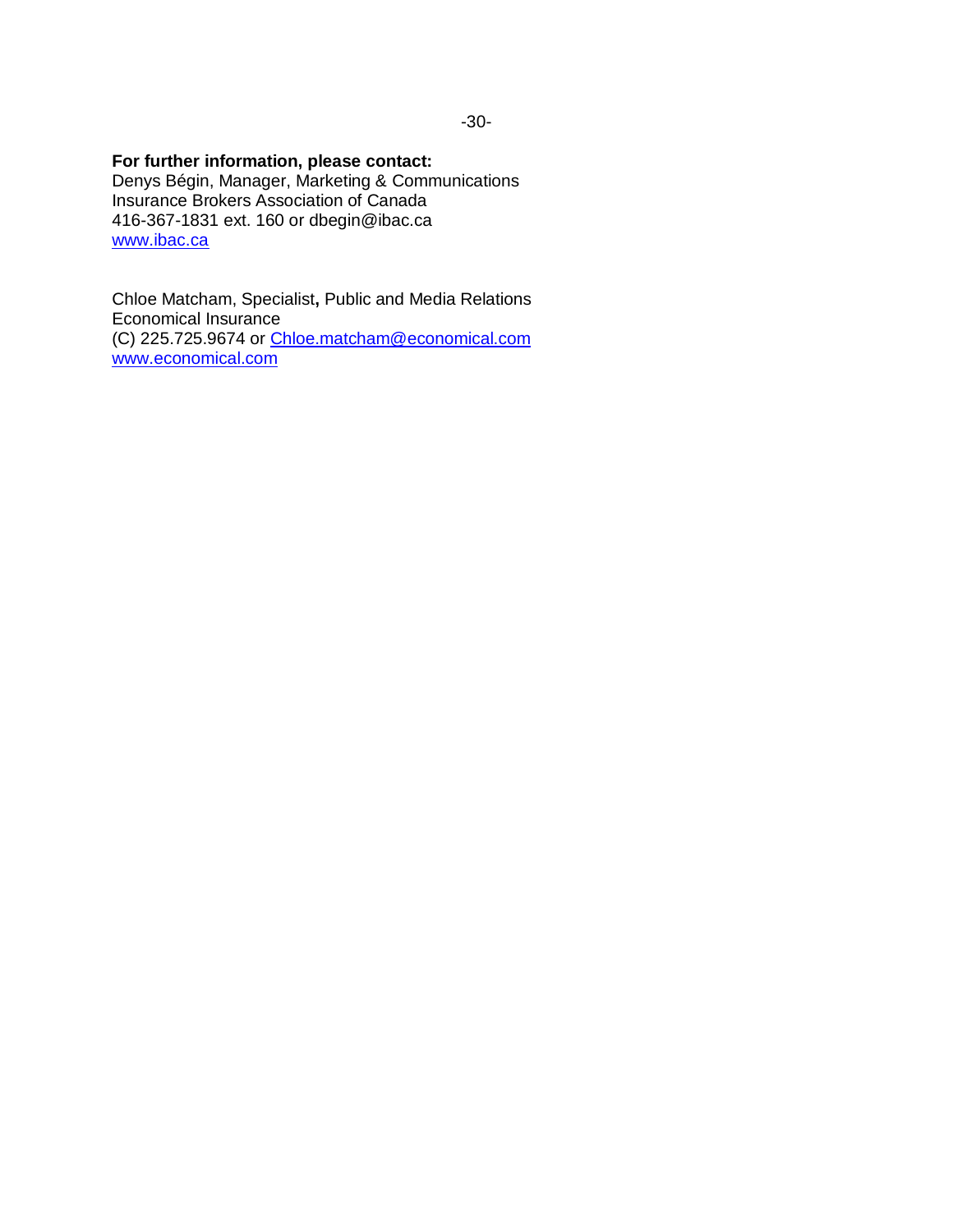-30-

**For further information, please contact:**
Denys Bégin, Manager, Marketing & Communications
Insurance Brokers Association of Canada
416-367-1831 ext. 160 or dbegin@ibac.ca
www.ibac.ca

Chloe Matcham, Specialist**,** Public and Media Relations
Economical Insurance
(C) 225.725.9674 or Chloe.matcham@economical.com
www.economical.com